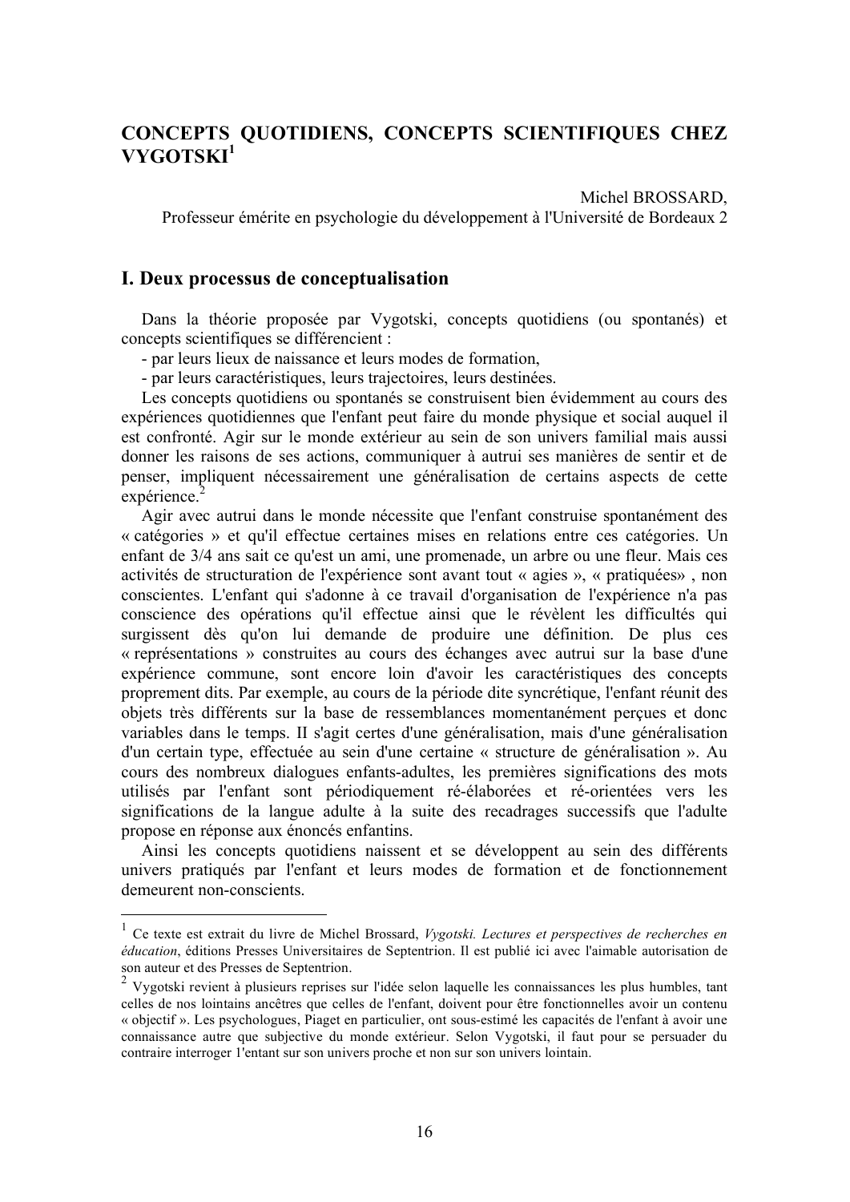# CONCEPTS QUOTIDIENS, CONCEPTS SCIENTIFIQUES CHEZ VYGOTSKI[1]

Michel BROSSARD,
Professeur émérite en psychologie du développement à l'Université de Bordeaux 2

## I. Deux processus de conceptualisation

Dans la théorie proposée par Vygotski, concepts quotidiens (ou spontanés) et concepts scientifiques se différencient :

- par leurs lieux de naissance et leurs modes de formation,
- par leurs caractéristiques, leurs trajectoires, leurs destinées.

Les concepts quotidiens ou spontanés se construisent bien évidemment au cours des expériences quotidiennes que l'enfant peut faire du monde physique et social auquel il est confronté. Agir sur le monde extérieur au sein de son univers familial mais aussi donner les raisons de ses actions, communiquer à autrui ses manières de sentir et de penser, impliquent nécessairement une généralisation de certains aspects de cette expérience.[2]

Agir avec autrui dans le monde nécessite que l'enfant construise spontanément des « catégories » et qu'il effectue certaines mises en relations entre ces catégories. Un enfant de 3/4 ans sait ce qu'est un ami, une promenade, un arbre ou une fleur. Mais ces activités de structuration de l'expérience sont avant tout « agies », « pratiquées» , non conscientes. L'enfant qui s'adonne à ce travail d'organisation de l'expérience n'a pas conscience des opérations qu'il effectue ainsi que le révèlent les difficultés qui surgissent dès qu'on lui demande de produire une définition. De plus ces « représentations » construites au cours des échanges avec autrui sur la base d'une expérience commune, sont encore loin d'avoir les caractéristiques des concepts proprement dits. Par exemple, au cours de la période dite syncrétique, l'enfant réunit des objets très différents sur la base de ressemblances momentanément perçues et donc variables dans le temps. II s'agit certes d'une généralisation, mais d'une généralisation d'un certain type, effectuée au sein d'une certaine « structure de généralisation ». Au cours des nombreux dialogues enfants-adultes, les premières significations des mots utilisés par l'enfant sont périodiquement ré-élaborées et ré-orientées vers les significations de la langue adulte à la suite des recadrages successifs que l'adulte propose en réponse aux énoncés enfantins.

Ainsi les concepts quotidiens naissent et se développent au sein des différents univers pratiqués par l'enfant et leurs modes de formation et de fonctionnement demeurent non-conscients.

---

[1] Ce texte est extrait du livre de Michel Brossard, *Vygotski. Lectures et perspectives de recherches en éducation*, éditions Presses Universitaires de Septentrion. Il est publié ici avec l'aimable autorisation de son auteur et des Presses de Septentrion.

[2] Vygotski revient à plusieurs reprises sur l'idée selon laquelle les connaissances les plus humbles, tant celles de nos lointains ancêtres que celles de l'enfant, doivent pour être fonctionnelles avoir un contenu « objectif ». Les psychologues, Piaget en particulier, ont sous-estimé les capacités de l'enfant à avoir une connaissance autre que subjective du monde extérieur. Selon Vygotski, il faut pour se persuader du contraire interroger 1'entant sur son univers proche et non sur son univers lointain.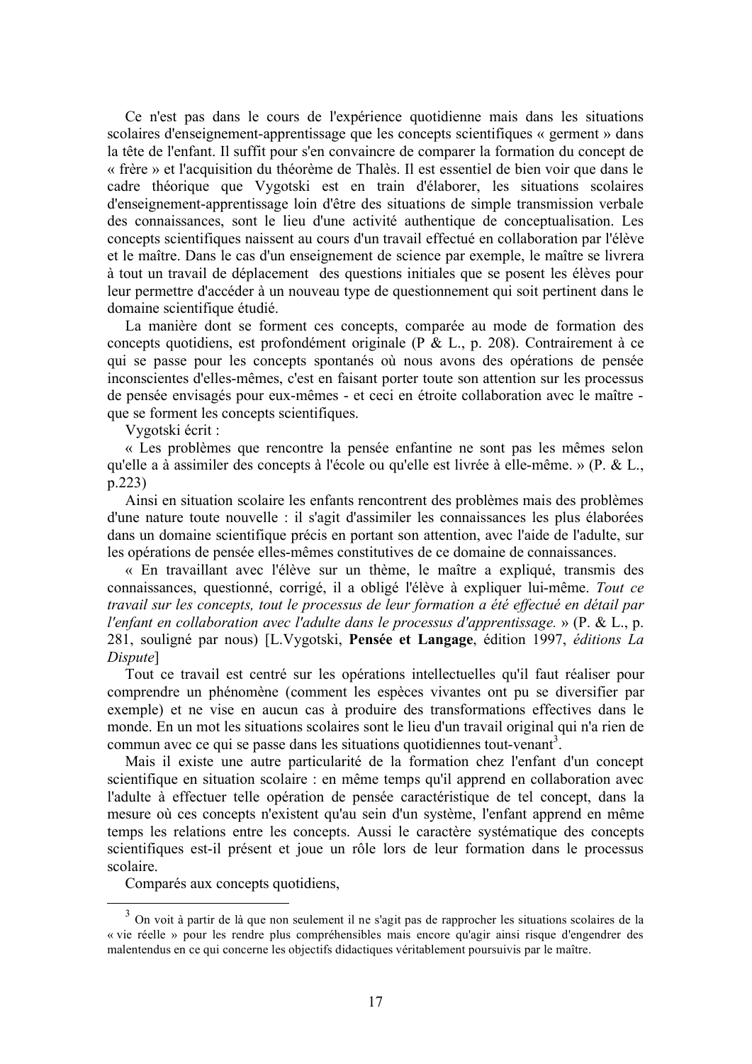Ce n'est pas dans le cours de l'expérience quotidienne mais dans les situations scolaires d'enseignement-apprentissage que les concepts scientifiques « germent » dans la tête de l'enfant. Il suffit pour s'en convaincre de comparer la formation du concept de « frère » et l'acquisition du théorème de Thalès. Il est essentiel de bien voir que dans le cadre théorique que Vygotski est en train d'élaborer, les situations scolaires d'enseignement-apprentissage loin d'être des situations de simple transmission verbale des connaissances, sont le lieu d'une activité authentique de conceptualisation. Les concepts scientifiques naissent au cours d'un travail effectué en collaboration par l'élève et le maître. Dans le cas d'un enseignement de science par exemple, le maître se livrera à tout un travail de déplacement des questions initiales que se posent les élèves pour leur permettre d'accéder à un nouveau type de questionnement qui soit pertinent dans le domaine scientifique étudié.

La manière dont se forment ces concepts, comparée au mode de formation des concepts quotidiens, est profondément originale (P & L., p. 208). Contrairement à ce qui se passe pour les concepts spontanés où nous avons des opérations de pensée inconscientes d'elles-mêmes, c'est en faisant porter toute son attention sur les processus de pensée envisagés pour eux-mêmes - et ceci en étroite collaboration avec le maître - que se forment les concepts scientifiques.

Vygotski écrit :

« Les problèmes que rencontre la pensée enfantine ne sont pas les mêmes selon qu'elle a à assimiler des concepts à l'école ou qu'elle est livrée à elle-même. » (P. & L., p.223)

Ainsi en situation scolaire les enfants rencontrent des problèmes mais des problèmes d'une nature toute nouvelle : il s'agit d'assimiler les connaissances les plus élaborées dans un domaine scientifique précis en portant son attention, avec l'aide de l'adulte, sur les opérations de pensée elles-mêmes constitutives de ce domaine de connaissances.

« En travaillant avec l'élève sur un thème, le maître a expliqué, transmis des connaissances, questionné, corrigé, il a obligé l'élève à expliquer lui-même. *Tout ce travail sur les concepts, tout le processus de leur formation a été effectué en détail par l'enfant en collaboration avec l'adulte dans le processus d'apprentissage.* » (P. & L., p. 281, souligné par nous) [L.Vygotski, **Pensée et Langage**, édition 1997, *éditions La Dispute*]

Tout ce travail est centré sur les opérations intellectuelles qu'il faut réaliser pour comprendre un phénomène (comment les espèces vivantes ont pu se diversifier par exemple) et ne vise en aucun cas à produire des transformations effectives dans le monde. En un mot les situations scolaires sont le lieu d'un travail original qui n'a rien de commun avec ce qui se passe dans les situations quotidiennes tout-venant[3].

Mais il existe une autre particularité de la formation chez l'enfant d'un concept scientifique en situation scolaire : en même temps qu'il apprend en collaboration avec l'adulte à effectuer telle opération de pensée caractéristique de tel concept, dans la mesure où ces concepts n'existent qu'au sein d'un système, l'enfant apprend en même temps les relations entre les concepts. Aussi le caractère systématique des concepts scientifiques est-il présent et joue un rôle lors de leur formation dans le processus scolaire.

Comparés aux concepts quotidiens,

---

[3] On voit à partir de là que non seulement il ne s'agit pas de rapprocher les situations scolaires de la « vie réelle » pour les rendre plus compréhensibles mais encore qu'agir ainsi risque d'engendrer des malentendus en ce qui concerne les objectifs didactiques véritablement poursuivis par le maître.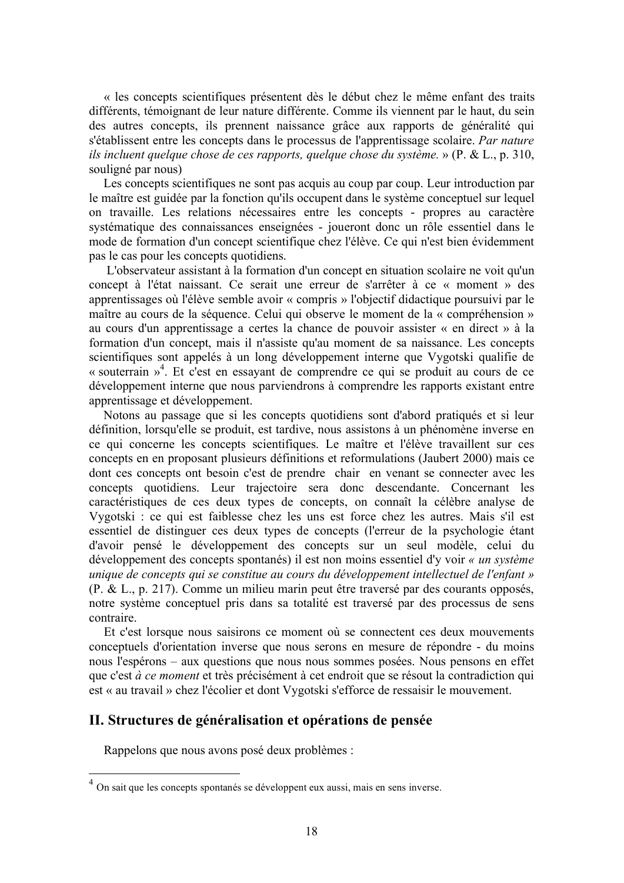« les concepts scientifiques présentent dès le début chez le même enfant des traits différents, témoignant de leur nature différente. Comme ils viennent par le haut, du sein des autres concepts, ils prennent naissance grâce aux rapports de généralité qui s'établissent entre les concepts dans le processus de l'apprentissage scolaire. *Par nature ils incluent quelque chose de ces rapports, quelque chose du système.* » (P. & L., p. 310, souligné par nous)

Les concepts scientifiques ne sont pas acquis au coup par coup. Leur introduction par le maître est guidée par la fonction qu'ils occupent dans le système conceptuel sur lequel on travaille. Les relations nécessaires entre les concepts - propres au caractère systématique des connaissances enseignées - joueront donc un rôle essentiel dans le mode de formation d'un concept scientifique chez l'élève. Ce qui n'est bien évidemment pas le cas pour les concepts quotidiens.

L'observateur assistant à la formation d'un concept en situation scolaire ne voit qu'un concept à l'état naissant. Ce serait une erreur de s'arrêter à ce « moment » des apprentissages où l'élève semble avoir « compris » l'objectif didactique poursuivi par le maître au cours de la séquence. Celui qui observe le moment de la « compréhension » au cours d'un apprentissage a certes la chance de pouvoir assister « en direct » à la formation d'un concept, mais il n'assiste qu'au moment de sa naissance. Les concepts scientifiques sont appelés à un long développement interne que Vygotski qualifie de « souterrain »[4]. Et c'est en essayant de comprendre ce qui se produit au cours de ce développement interne que nous parviendrons à comprendre les rapports existant entre apprentissage et développement.

Notons au passage que si les concepts quotidiens sont d'abord pratiqués et si leur définition, lorsqu'elle se produit, est tardive, nous assistons à un phénomène inverse en ce qui concerne les concepts scientifiques. Le maître et l'élève travaillent sur ces concepts en en proposant plusieurs définitions et reformulations (Jaubert 2000) mais ce dont ces concepts ont besoin c'est de prendre chair en venant se connecter avec les concepts quotidiens. Leur trajectoire sera donc descendante. Concernant les caractéristiques de ces deux types de concepts, on connaît la célèbre analyse de Vygotski : ce qui est faiblesse chez les uns est force chez les autres. Mais s'il est essentiel de distinguer ces deux types de concepts (l'erreur de la psychologie étant d'avoir pensé le développement des concepts sur un seul modèle, celui du développement des concepts spontanés) il est non moins essentiel d'y voir *« un système unique de concepts qui se constitue au cours du développement intellectuel de l'enfant »* (P. & L., p. 217). Comme un milieu marin peut être traversé par des courants opposés, notre système conceptuel pris dans sa totalité est traversé par des processus de sens contraire.

Et c'est lorsque nous saisirons ce moment où se connectent ces deux mouvements conceptuels d'orientation inverse que nous serons en mesure de répondre - du moins nous l'espérons – aux questions que nous nous sommes posées. Nous pensons en effet que c'est *à ce moment* et très précisément à cet endroit que se résout la contradiction qui est « au travail » chez l'écolier et dont Vygotski s'efforce de ressaisir le mouvement.

## II. Structures de généralisation et opérations de pensée

Rappelons que nous avons posé deux problèmes :

[4] On sait que les concepts spontanés se développent eux aussi, mais en sens inverse.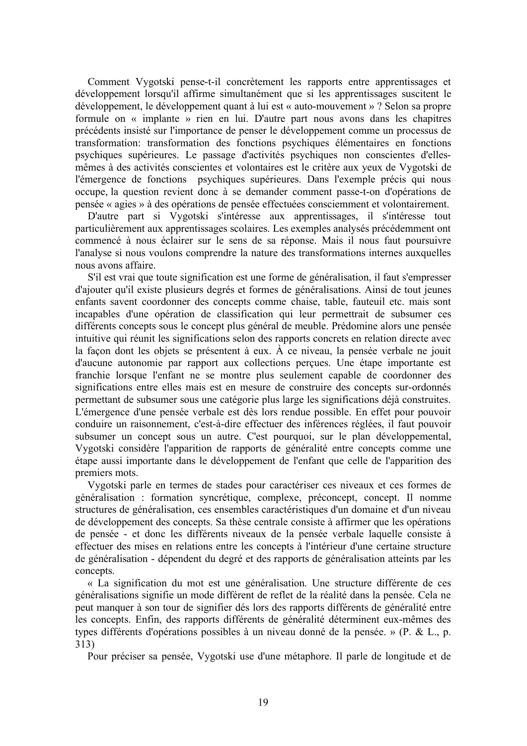Comment Vygotski pense-t-il concrètement les rapports entre apprentissages et développement lorsqu'il affirme simultanément que si les apprentissages suscitent le développement, le développement quant à lui est « auto-mouvement » ? Selon sa propre formule on « implante » rien en lui. D'autre part nous avons dans les chapitres précédents insisté sur l'importance de penser le développement comme un processus de transformation: transformation des fonctions psychiques élémentaires en fonctions psychiques supérieures. Le passage d'activités psychiques non conscientes d'elles-mêmes à des activités conscientes et volontaires est le critère aux yeux de Vygotski de l'émergence de fonctions psychiques supérieures. Dans l'exemple précis qui nous occupe, la question revient donc à se demander comment passe-t-on d'opérations de pensée « agies » à des opérations de pensée effectuées consciemment et volontairement.

D'autre part si Vygotski s'intéresse aux apprentissages, il s'intéresse tout particulièrement aux apprentissages scolaires. Les exemples analysés précédemment ont commencé à nous éclairer sur le sens de sa réponse. Mais il nous faut poursuivre l'analyse si nous voulons comprendre la nature des transformations internes auxquelles nous avons affaire.

S'il est vrai que toute signification est une forme de généralisation, il faut s'empresser d'ajouter qu'il existe plusieurs degrés et formes de généralisations. Ainsi de tout jeunes enfants savent coordonner des concepts comme chaise, table, fauteuil etc. mais sont incapables d'une opération de classification qui leur permettrait de subsumer ces différents concepts sous le concept plus général de meuble. Prédomine alors une pensée intuitive qui réunit les significations selon des rapports concrets en relation directe avec la façon dont les objets se présentent à eux. À ce niveau, la pensée verbale ne jouit d'aucune autonomie par rapport aux collections perçues. Une étape importante est franchie lorsque l'enfant ne se montre plus seulement capable de coordonner des significations entre elles mais est en mesure de construire des concepts sur-ordonnés permettant de subsumer sous une catégorie plus large les significations déjà construites. L'émergence d'une pensée verbale est dès lors rendue possible. En effet pour pouvoir conduire un raisonnement, c'est-à-dire effectuer des inférences réglées, il faut pouvoir subsumer un concept sous un autre. C'est pourquoi, sur le plan développemental, Vygotski considère l'apparition de rapports de généralité entre concepts comme une étape aussi importante dans le développement de l'enfant que celle de l'apparition des premiers mots.

Vygotski parle en termes de stades pour caractériser ces niveaux et ces formes de généralisation : formation syncrétique, complexe, préconcept, concept. Il nomme structures de généralisation, ces ensembles caractéristiques d'un domaine et d'un niveau de développement des concepts. Sa thèse centrale consiste à affirmer que les opérations de pensée - et donc les différents niveaux de la pensée verbale laquelle consiste à effectuer des mises en relations entre les concepts à l'intérieur d'une certaine structure de généralisation - dépendent du degré et des rapports de généralisation atteints par les concepts.

« La signification du mot est une généralisation. Une structure différente de ces généralisations signifie un mode différent de reflet de la réalité dans la pensée. Cela ne peut manquer à son tour de signifier dés lors des rapports différents de généralité entre les concepts. Enfin, des rapports différents de généralité déterminent eux-mêmes des types différents d'opérations possibles à un niveau donné de la pensée. » (P. & L., p. 313)

Pour préciser sa pensée, Vygotski use d'une métaphore. Il parle de longitude et de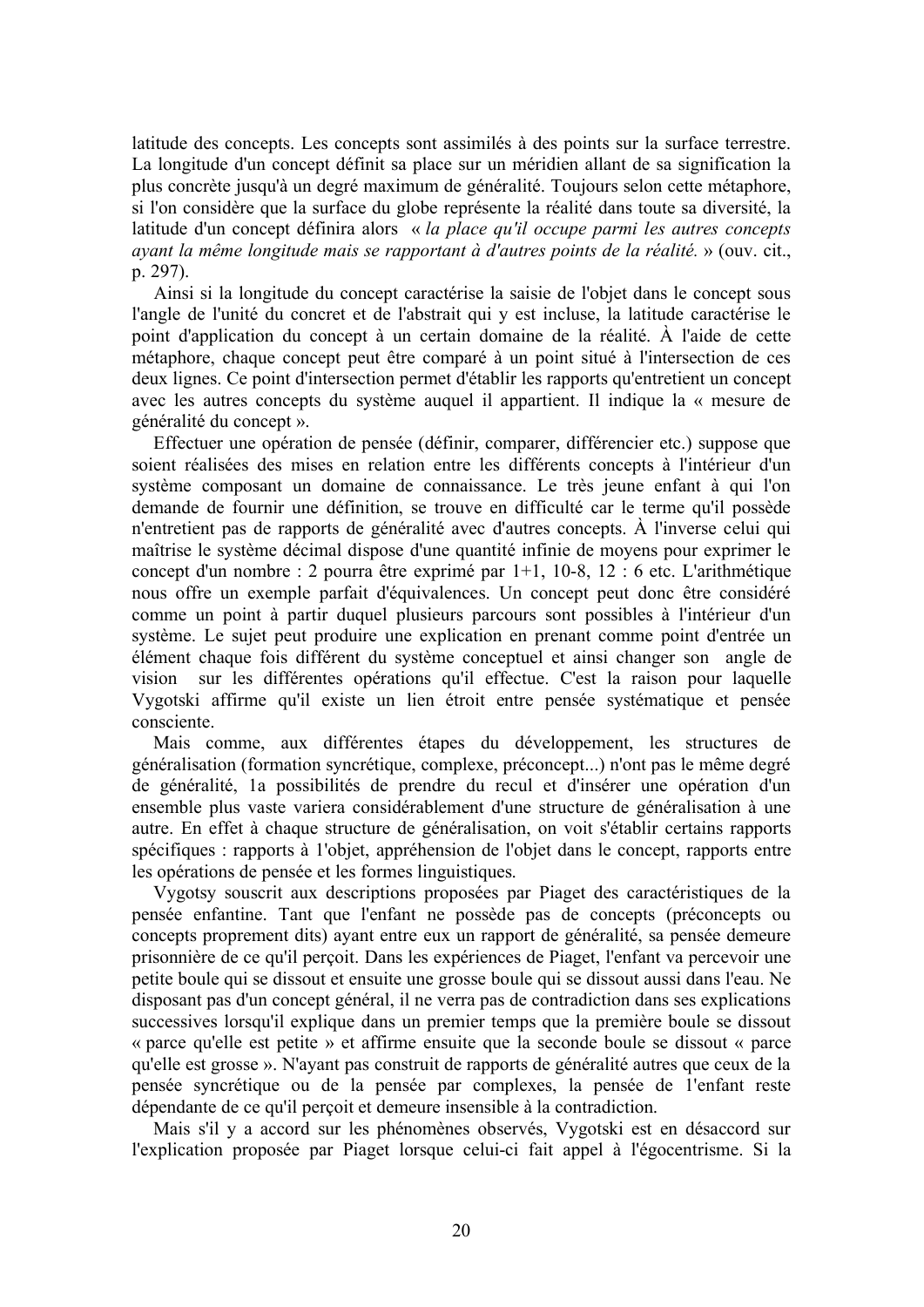latitude des concepts. Les concepts sont assimilés à des points sur la surface terrestre. La longitude d'un concept définit sa place sur un méridien allant de sa signification la plus concrète jusqu'à un degré maximum de généralité. Toujours selon cette métaphore, si l'on considère que la surface du globe représente la réalité dans toute sa diversité, la latitude d'un concept définira alors « *la place qu'il occupe parmi les autres concepts ayant la même longitude mais se rapportant à d'autres points de la réalité.* » (ouv. cit., p. 297).

Ainsi si la longitude du concept caractérise la saisie de l'objet dans le concept sous l'angle de l'unité du concret et de l'abstrait qui y est incluse, la latitude caractérise le point d'application du concept à un certain domaine de la réalité. À l'aide de cette métaphore, chaque concept peut être comparé à un point situé à l'intersection de ces deux lignes. Ce point d'intersection permet d'établir les rapports qu'entretient un concept avec les autres concepts du système auquel il appartient. Il indique la « mesure de généralité du concept ».

Effectuer une opération de pensée (définir, comparer, différencier etc.) suppose que soient réalisées des mises en relation entre les différents concepts à l'intérieur d'un système composant un domaine de connaissance. Le très jeune enfant à qui l'on demande de fournir une définition, se trouve en difficulté car le terme qu'il possède n'entretient pas de rapports de généralité avec d'autres concepts. À l'inverse celui qui maîtrise le système décimal dispose d'une quantité infinie de moyens pour exprimer le concept d'un nombre : 2 pourra être exprimé par 1+1, 10-8, 12 : 6 etc. L'arithmétique nous offre un exemple parfait d'équivalences. Un concept peut donc être considéré comme un point à partir duquel plusieurs parcours sont possibles à l'intérieur d'un système. Le sujet peut produire une explication en prenant comme point d'entrée un élément chaque fois différent du système conceptuel et ainsi changer son angle de vision sur les différentes opérations qu'il effectue. C'est la raison pour laquelle Vygotski affirme qu'il existe un lien étroit entre pensée systématique et pensée consciente.

Mais comme, aux différentes étapes du développement, les structures de généralisation (formation syncrétique, complexe, préconcept...) n'ont pas le même degré de généralité, 1a possibilités de prendre du recul et d'insérer une opération d'un ensemble plus vaste variera considérablement d'une structure de généralisation à une autre. En effet à chaque structure de généralisation, on voit s'établir certains rapports spécifiques : rapports à 1'objet, appréhension de l'objet dans le concept, rapports entre les opérations de pensée et les formes linguistiques.

Vygotsy souscrit aux descriptions proposées par Piaget des caractéristiques de la pensée enfantine. Tant que l'enfant ne possède pas de concepts (préconcepts ou concepts proprement dits) ayant entre eux un rapport de généralité, sa pensée demeure prisonnière de ce qu'il perçoit. Dans les expériences de Piaget, l'enfant va percevoir une petite boule qui se dissout et ensuite une grosse boule qui se dissout aussi dans l'eau. Ne disposant pas d'un concept général, il ne verra pas de contradiction dans ses explications successives lorsqu'il explique dans un premier temps que la première boule se dissout « parce qu'elle est petite » et affirme ensuite que la seconde boule se dissout « parce qu'elle est grosse ». N'ayant pas construit de rapports de généralité autres que ceux de la pensée syncrétique ou de la pensée par complexes, la pensée de 1'enfant reste dépendante de ce qu'il perçoit et demeure insensible à la contradiction.

Mais s'il y a accord sur les phénomènes observés, Vygotski est en désaccord sur l'explication proposée par Piaget lorsque celui-ci fait appel à l'égocentrisme. Si la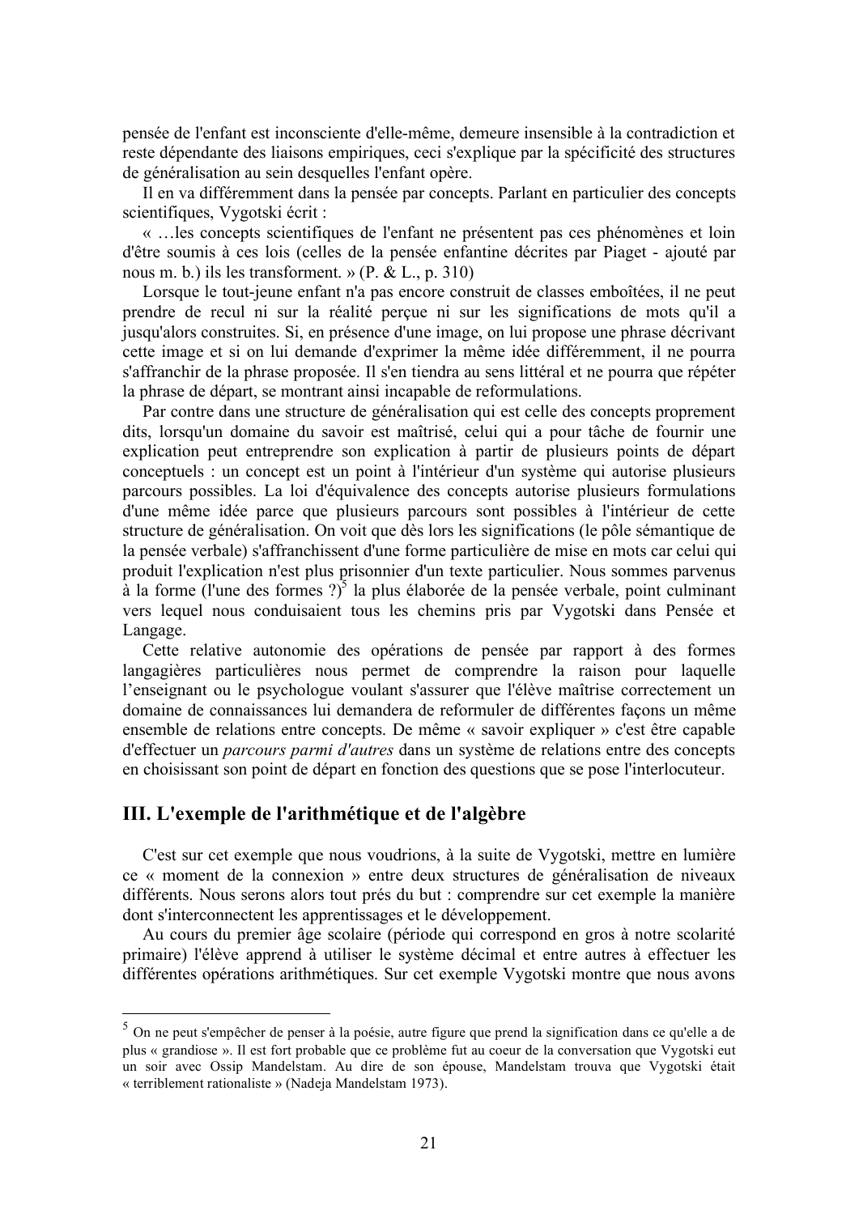pensée de l'enfant est inconsciente d'elle-même, demeure insensible à la contradiction et reste dépendante des liaisons empiriques, ceci s'explique par la spécificité des structures de généralisation au sein desquelles l'enfant opère.

Il en va différemment dans la pensée par concepts. Parlant en particulier des concepts scientifiques, Vygotski écrit :

« …les concepts scientifiques de l'enfant ne présentent pas ces phénomènes et loin d'être soumis à ces lois (celles de la pensée enfantine décrites par Piaget - ajouté par nous m. b.) ils les transforment. » (P. & L., p. 310)

Lorsque le tout-jeune enfant n'a pas encore construit de classes emboîtées, il ne peut prendre de recul ni sur la réalité perçue ni sur les significations de mots qu'il a jusqu'alors construites. Si, en présence d'une image, on lui propose une phrase décrivant cette image et si on lui demande d'exprimer la même idée différemment, il ne pourra s'affranchir de la phrase proposée. Il s'en tiendra au sens littéral et ne pourra que répéter la phrase de départ, se montrant ainsi incapable de reformulations.

Par contre dans une structure de généralisation qui est celle des concepts proprement dits, lorsqu'un domaine du savoir est maîtrisé, celui qui a pour tâche de fournir une explication peut entreprendre son explication à partir de plusieurs points de départ conceptuels : un concept est un point à l'intérieur d'un système qui autorise plusieurs parcours possibles. La loi d'équivalence des concepts autorise plusieurs formulations d'une même idée parce que plusieurs parcours sont possibles à l'intérieur de cette structure de généralisation. On voit que dès lors les significations (le pôle sémantique de la pensée verbale) s'affranchissent d'une forme particulière de mise en mots car celui qui produit l'explication n'est plus prisonnier d'un texte particulier. Nous sommes parvenus à la forme (l'une des formes ?)[5] la plus élaborée de la pensée verbale, point culminant vers lequel nous conduisaient tous les chemins pris par Vygotski dans Pensée et Langage.

Cette relative autonomie des opérations de pensée par rapport à des formes langagières particulières nous permet de comprendre la raison pour laquelle l'enseignant ou le psychologue voulant s'assurer que l'élève maîtrise correctement un domaine de connaissances lui demandera de reformuler de différentes façons un même ensemble de relations entre concepts. De même « savoir expliquer » c'est être capable d'effectuer un *parcours parmi d'autres* dans un système de relations entre des concepts en choisissant son point de départ en fonction des questions que se pose l'interlocuteur.

## III. L'exemple de l'arithmétique et de l'algèbre

C'est sur cet exemple que nous voudrions, à la suite de Vygotski, mettre en lumière ce « moment de la connexion » entre deux structures de généralisation de niveaux différents. Nous serons alors tout près du but : comprendre sur cet exemple la manière dont s'interconnectent les apprentissages et le développement.

Au cours du premier âge scolaire (période qui correspond en gros à notre scolarité primaire) l'élève apprend à utiliser le système décimal et entre autres à effectuer les différentes opérations arithmétiques. Sur cet exemple Vygotski montre que nous avons

---

[5] On ne peut s'empêcher de penser à la poésie, autre figure que prend la signification dans ce qu'elle a de plus « grandiose ». Il est fort probable que ce problème fut au coeur de la conversation que Vygotski eut un soir avec Ossip Mandelstam. Au dire de son épouse, Mandelstam trouva que Vygotski était « terriblement rationaliste » (Nadeja Mandelstam 1973).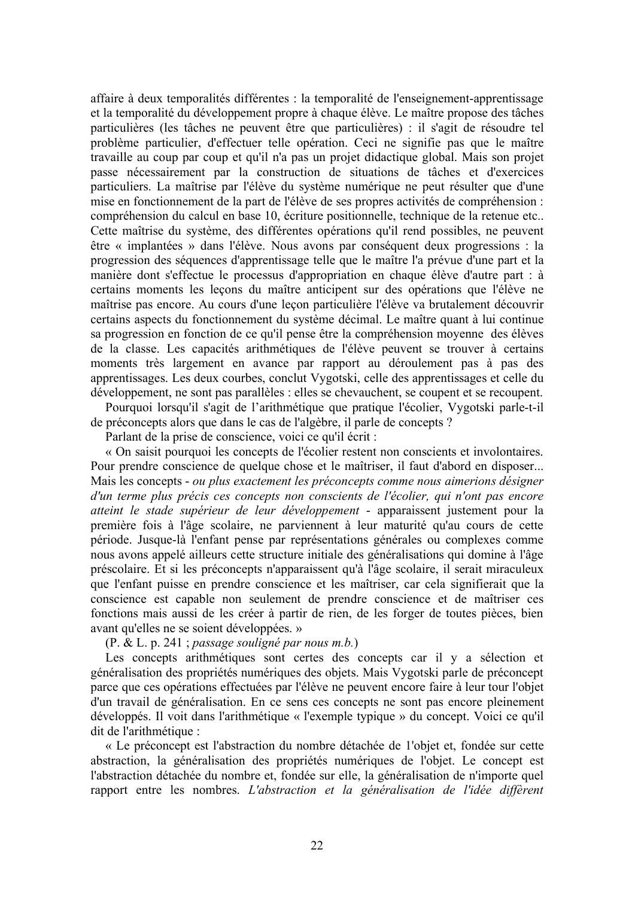affaire à deux temporalités différentes : la temporalité de l'enseignement-apprentissage et la temporalité du développement propre à chaque élève. Le maître propose des tâches particulières (les tâches ne peuvent être que particulières) : il s'agit de résoudre tel problème particulier, d'effectuer telle opération. Ceci ne signifie pas que le maître travaille au coup par coup et qu'il n'a pas un projet didactique global. Mais son projet passe nécessairement par la construction de situations de tâches et d'exercices particuliers. La maîtrise par l'élève du système numérique ne peut résulter que d'une mise en fonctionnement de la part de l'élève de ses propres activités de compréhension : compréhension du calcul en base 10, écriture positionnelle, technique de la retenue etc.. Cette maîtrise du système, des différentes opérations qu'il rend possibles, ne peuvent être « implantées » dans l'élève. Nous avons par conséquent deux progressions : la progression des séquences d'apprentissage telle que le maître l'a prévue d'une part et la manière dont s'effectue le processus d'appropriation en chaque élève d'autre part : à certains moments les leçons du maître anticipent sur des opérations que l'élève ne maîtrise pas encore. Au cours d'une leçon particulière l'élève va brutalement découvrir certains aspects du fonctionnement du système décimal. Le maître quant à lui continue sa progression en fonction de ce qu'il pense être la compréhension moyenne des élèves de la classe. Les capacités arithmétiques de l'élève peuvent se trouver à certains moments très largement en avance par rapport au déroulement pas à pas des apprentissages. Les deux courbes, conclut Vygotski, celle des apprentissages et celle du développement, ne sont pas parallèles : elles se chevauchent, se coupent et se recoupent.

Pourquoi lorsqu'il s'agit de l'arithmétique que pratique l'écolier, Vygotski parle-t-il de préconcepts alors que dans le cas de l'algèbre, il parle de concepts ?

Parlant de la prise de conscience, voici ce qu'il écrit :

« On saisit pourquoi les concepts de l'écolier restent non conscients et involontaires. Pour prendre conscience de quelque chose et le maîtriser, il faut d'abord en disposer... Mais les concepts - *ou plus exactement les préconcepts comme nous aimerions désigner d'un terme plus précis ces concepts non conscients de l'écolier, qui n'ont pas encore atteint le stade supérieur de leur développement* - apparaissent justement pour la première fois à l'âge scolaire, ne parviennent à leur maturité qu'au cours de cette période. Jusque-là l'enfant pense par représentations générales ou complexes comme nous avons appelé ailleurs cette structure initiale des généralisations qui domine à l'âge préscolaire. Et si les préconcepts n'apparaissent qu'à l'âge scolaire, il serait miraculeux que l'enfant puisse en prendre conscience et les maîtriser, car cela signifierait que la conscience est capable non seulement de prendre conscience et de maîtriser ces fonctions mais aussi de les créer à partir de rien, de les forger de toutes pièces, bien avant qu'elles ne se soient développées. »

(P. & L. p. 241 ; *passage souligné par nous m.b.*)

Les concepts arithmétiques sont certes des concepts car il y a sélection et généralisation des propriétés numériques des objets. Mais Vygotski parle de préconcept parce que ces opérations effectuées par l'élève ne peuvent encore faire à leur tour l'objet d'un travail de généralisation. En ce sens ces concepts ne sont pas encore pleinement développés. Il voit dans l'arithmétique « l'exemple typique » du concept. Voici ce qu'il dit de l'arithmétique :

« Le préconcept est l'abstraction du nombre détachée de l'objet et, fondée sur cette abstraction, la généralisation des propriétés numériques de l'objet. Le concept est l'abstraction détachée du nombre et, fondée sur elle, la généralisation de n'importe quel rapport entre les nombres. *L'abstraction et la généralisation de l'idée diffèrent*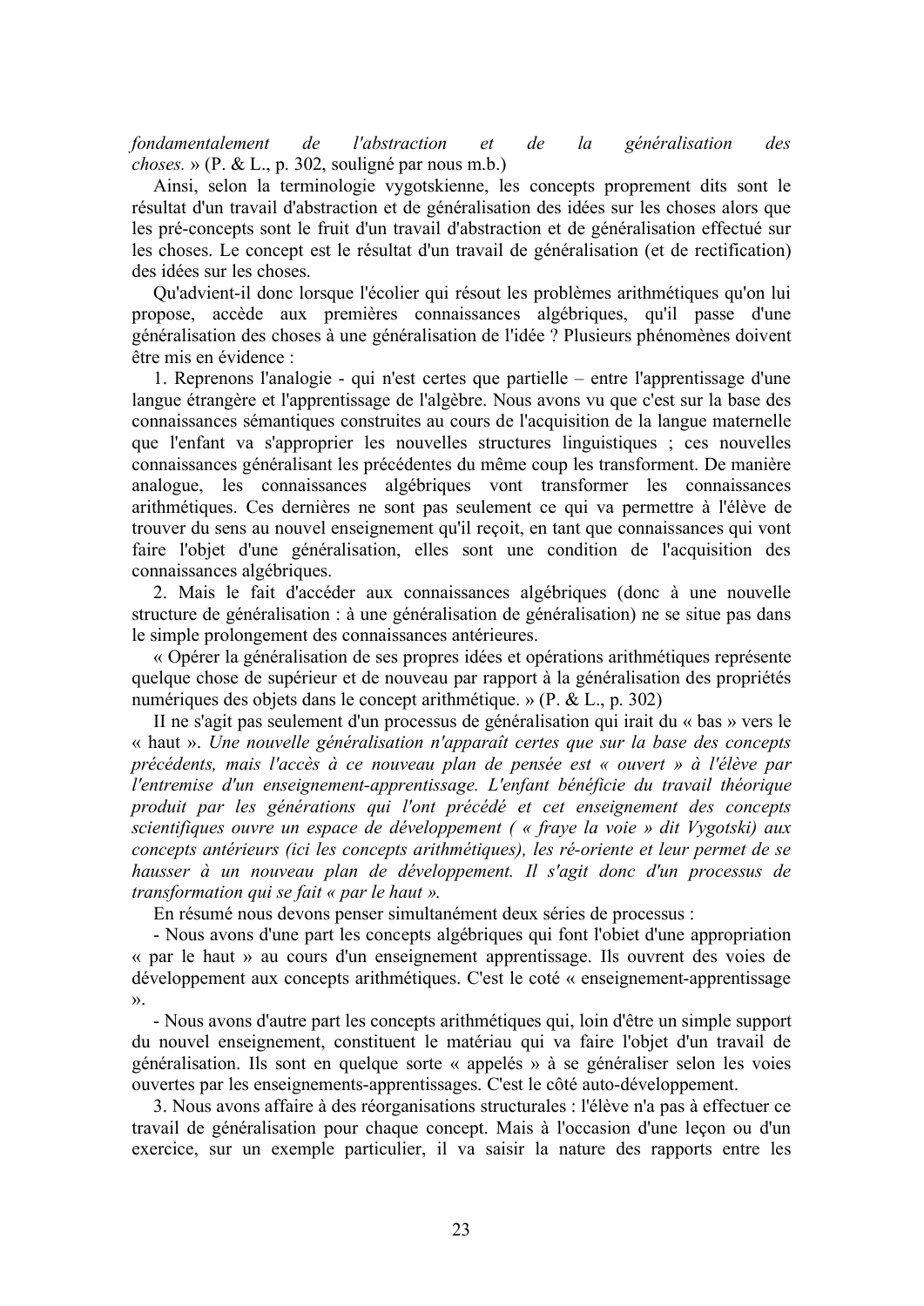*fondamentalement de l'abstraction et de la généralisation des choses.* » (P. & L., p. 302, souligné par nous m.b.)

Ainsi, selon la terminologie vygotskienne, les concepts proprement dits sont le résultat d'un travail d'abstraction et de généralisation des idées sur les choses alors que les pré-concepts sont le fruit d'un travail d'abstraction et de généralisation effectué sur les choses. Le concept est le résultat d'un travail de généralisation (et de rectification) des idées sur les choses.

Qu'advient-il donc lorsque l'écolier qui résout les problèmes arithmétiques qu'on lui propose, accède aux premières connaissances algébriques, qu'il passe d'une généralisation des choses à une généralisation de l'idée ? Plusieurs phénomènes doivent être mis en évidence :

1. Reprenons l'analogie - qui n'est certes que partielle – entre l'apprentissage d'une langue étrangère et l'apprentissage de l'algèbre. Nous avons vu que c'est sur la base des connaissances sémantiques construites au cours de l'acquisition de la langue maternelle que l'enfant va s'approprier les nouvelles structures linguistiques ; ces nouvelles connaissances généralisant les précédentes du même coup les transforment. De manière analogue, les connaissances algébriques vont transformer les connaissances arithmétiques. Ces dernières ne sont pas seulement ce qui va permettre à l'élève de trouver du sens au nouvel enseignement qu'il reçoit, en tant que connaissances qui vont faire l'objet d'une généralisation, elles sont une condition de l'acquisition des connaissances algébriques.

2. Mais le fait d'accéder aux connaissances algébriques (donc à une nouvelle structure de généralisation : à une généralisation de généralisation) ne se situe pas dans le simple prolongement des connaissances antérieures.

« Opérer la généralisation de ses propres idées et opérations arithmétiques représente quelque chose de supérieur et de nouveau par rapport à la généralisation des propriétés numériques des objets dans le concept arithmétique. » (P. & L., p. 302)

Il ne s'agit pas seulement d'un processus de généralisation qui irait du « bas » vers le « haut ». *Une nouvelle généralisation n'apparaît certes que sur la base des concepts précédents, mais l'accès à ce nouveau plan de pensée est « ouvert » à l'élève par l'entremise d'un enseignement-apprentissage. L'enfant bénéficie du travail théorique produit par les générations qui l'ont précédé et cet enseignement des concepts scientifiques ouvre un espace de développement ( « fraye la voie » dit Vygotski) aux concepts antérieurs (ici les concepts arithmétiques), les ré-oriente et leur permet de se hausser à un nouveau plan de développement. Il s'agit donc d'un processus de transformation qui se fait « par le haut ».*

En résumé nous devons penser simultanément deux séries de processus :

- Nous avons d'une part les concepts algébriques qui font l'objet d'une appropriation « par le haut » au cours d'un enseignement apprentissage. Ils ouvrent des voies de développement aux concepts arithmétiques. C'est le coté « enseignement-apprentissage ».
- Nous avons d'autre part les concepts arithmétiques qui, loin d'être un simple support du nouvel enseignement, constituent le matériau qui va faire l'objet d'un travail de généralisation. Ils sont en quelque sorte « appelés » à se généraliser selon les voies ouvertes par les enseignements-apprentissages. C'est le côté auto-développement.

3. Nous avons affaire à des réorganisations structurales : l'élève n'a pas à effectuer ce travail de généralisation pour chaque concept. Mais à l'occasion d'une leçon ou d'un exercice, sur un exemple particulier, il va saisir la nature des rapports entre les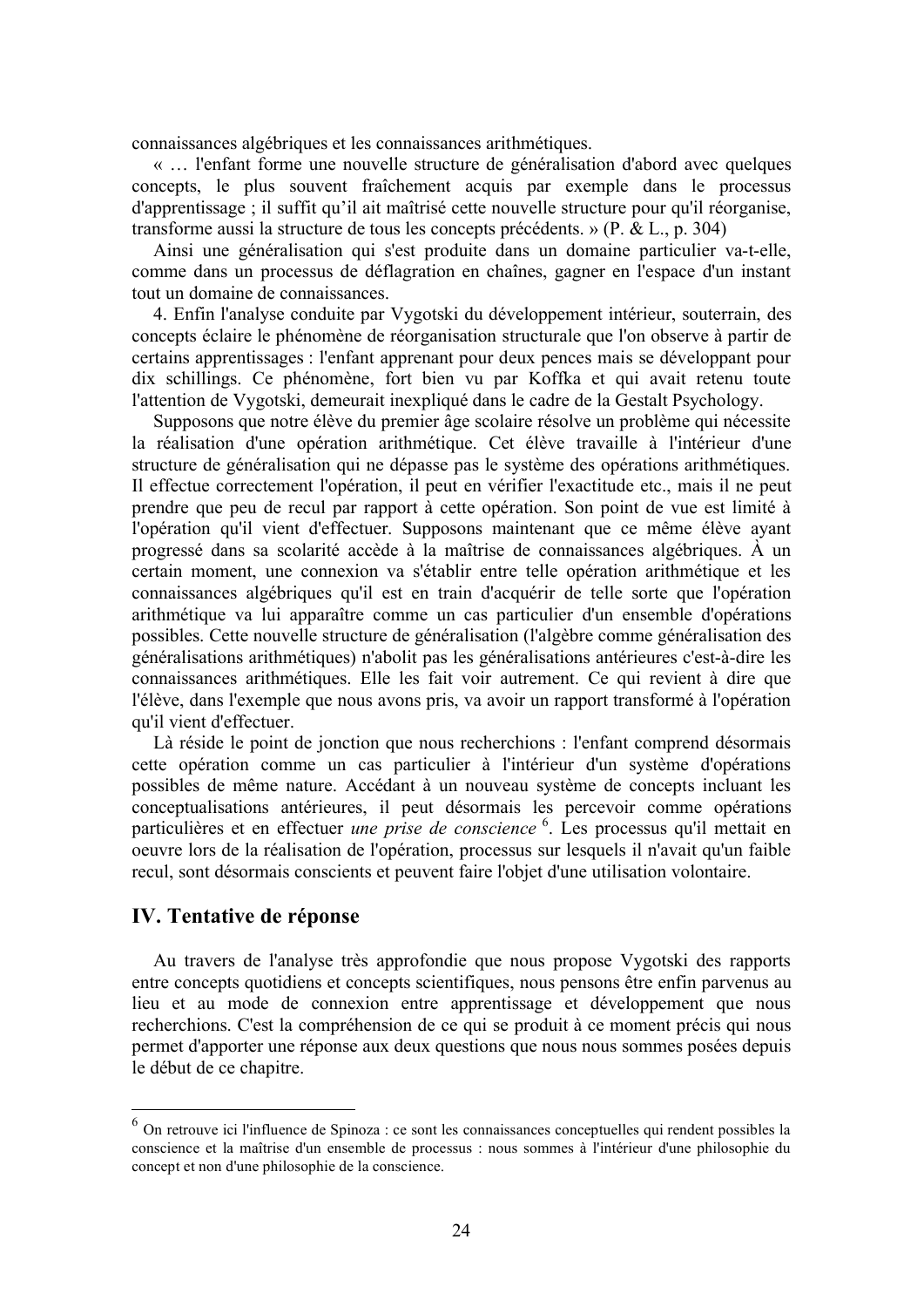connaissances algébriques et les connaissances arithmétiques.

« … l'enfant forme une nouvelle structure de généralisation d'abord avec quelques concepts, le plus souvent fraîchement acquis par exemple dans le processus d'apprentissage ; il suffit qu'il ait maîtrisé cette nouvelle structure pour qu'il réorganise, transforme aussi la structure de tous les concepts précédents. » (P. & L., p. 304)

Ainsi une généralisation qui s'est produite dans un domaine particulier va-t-elle, comme dans un processus de déflagration en chaînes, gagner en l'espace d'un instant tout un domaine de connaissances.

4. Enfin l'analyse conduite par Vygotski du développement intérieur, souterrain, des concepts éclaire le phénomène de réorganisation structurale que l'on observe à partir de certains apprentissages : l'enfant apprenant pour deux pences mais se développant pour dix schillings. Ce phénomène, fort bien vu par Koffka et qui avait retenu toute l'attention de Vygotski, demeurait inexpliqué dans le cadre de la Gestalt Psychology.

Supposons que notre élève du premier âge scolaire résolve un problème qui nécessite la réalisation d'une opération arithmétique. Cet élève travaille à l'intérieur d'une structure de généralisation qui ne dépasse pas le système des opérations arithmétiques. Il effectue correctement l'opération, il peut en vérifier l'exactitude etc., mais il ne peut prendre que peu de recul par rapport à cette opération. Son point de vue est limité à l'opération qu'il vient d'effectuer. Supposons maintenant que ce même élève ayant progressé dans sa scolarité accède à la maîtrise de connaissances algébriques. À un certain moment, une connexion va s'établir entre telle opération arithmétique et les connaissances algébriques qu'il est en train d'acquérir de telle sorte que l'opération arithmétique va lui apparaître comme un cas particulier d'un ensemble d'opérations possibles. Cette nouvelle structure de généralisation (l'algèbre comme généralisation des généralisations arithmétiques) n'abolit pas les généralisations antérieures c'est-à-dire les connaissances arithmétiques. Elle les fait voir autrement. Ce qui revient à dire que l'élève, dans l'exemple que nous avons pris, va avoir un rapport transformé à l'opération qu'il vient d'effectuer.

Là réside le point de jonction que nous recherchions : l'enfant comprend désormais cette opération comme un cas particulier à l'intérieur d'un système d'opérations possibles de même nature. Accédant à un nouveau système de concepts incluant les conceptualisations antérieures, il peut désormais les percevoir comme opérations particulières et en effectuer *une prise de conscience* [6]. Les processus qu'il mettait en oeuvre lors de la réalisation de l'opération, processus sur lesquels il n'avait qu'un faible recul, sont désormais conscients et peuvent faire l'objet d'une utilisation volontaire.

## IV. Tentative de réponse

Au travers de l'analyse très approfondie que nous propose Vygotski des rapports entre concepts quotidiens et concepts scientifiques, nous pensons être enfin parvenus au lieu et au mode de connexion entre apprentissage et développement que nous recherchions. C'est la compréhension de ce qui se produit à ce moment précis qui nous permet d'apporter une réponse aux deux questions que nous nous sommes posées depuis le début de ce chapitre.

---

[6] On retrouve ici l'influence de Spinoza : ce sont les connaissances conceptuelles qui rendent possibles la conscience et la maîtrise d'un ensemble de processus : nous sommes à l'intérieur d'une philosophie du concept et non d'une philosophie de la conscience.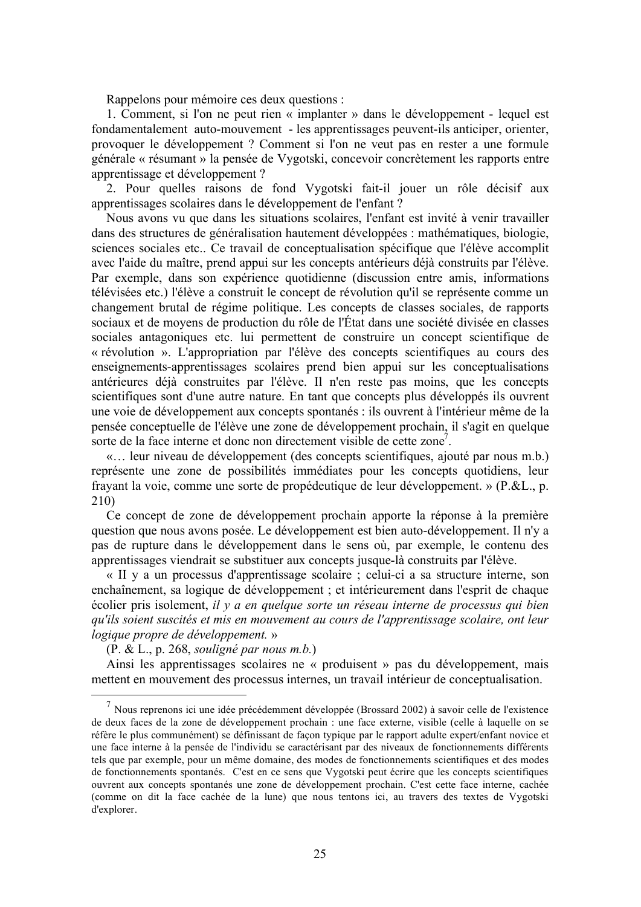Rappelons pour mémoire ces deux questions :

1. Comment, si l'on ne peut rien « implanter » dans le développement - lequel est fondamentalement auto-mouvement - les apprentissages peuvent-ils anticiper, orienter, provoquer le développement ? Comment si l'on ne veut pas en rester a une formule générale « résumant » la pensée de Vygotski, concevoir concrètement les rapports entre apprentissage et développement ?

2. Pour quelles raisons de fond Vygotski fait-il jouer un rôle décisif aux apprentissages scolaires dans le développement de l'enfant ?

Nous avons vu que dans les situations scolaires, l'enfant est invité à venir travailler dans des structures de généralisation hautement développées : mathématiques, biologie, sciences sociales etc.. Ce travail de conceptualisation spécifique que l'élève accomplit avec l'aide du maître, prend appui sur les concepts antérieurs déjà construits par l'élève. Par exemple, dans son expérience quotidienne (discussion entre amis, informations télévisées etc.) l'élève a construit le concept de révolution qu'il se représente comme un changement brutal de régime politique. Les concepts de classes sociales, de rapports sociaux et de moyens de production du rôle de l'État dans une société divisée en classes sociales antagoniques etc. lui permettent de construire un concept scientifique de « révolution ». L'appropriation par l'élève des concepts scientifiques au cours des enseignements-apprentissages scolaires prend bien appui sur les conceptualisations antérieures déjà construites par l'élève. Il n'en reste pas moins, que les concepts scientifiques sont d'une autre nature. En tant que concepts plus développés ils ouvrent une voie de développement aux concepts spontanés : ils ouvrent à l'intérieur même de la pensée conceptuelle de l'élève une zone de développement prochain, il s'agit en quelque sorte de la face interne et donc non directement visible de cette zone[7].

«… leur niveau de développement (des concepts scientifiques, ajouté par nous m.b.) représente une zone de possibilités immédiates pour les concepts quotidiens, leur frayant la voie, comme une sorte de propédeutique de leur développement. » (P.&L., p. 210)

Ce concept de zone de développement prochain apporte la réponse à la première question que nous avons posée. Le développement est bien auto-développement. Il n'y a pas de rupture dans le développement dans le sens où, par exemple, le contenu des apprentissages viendrait se substituer aux concepts jusque-là construits par l'élève.

« Il y a un processus d'apprentissage scolaire ; celui-ci a sa structure interne, son enchaînement, sa logique de développement ; et intérieurement dans l'esprit de chaque écolier pris isolement, *il y a en quelque sorte un réseau interne de processus qui bien qu'ils soient suscités et mis en mouvement au cours de l'apprentissage scolaire, ont leur logique propre de développement.* »

(P. & L., p. 268, *souligné par nous m.b.*)

Ainsi les apprentissages scolaires ne « produisent » pas du développement, mais mettent en mouvement des processus internes, un travail intérieur de conceptualisation.

---

[7] Nous reprenons ici une idée précédemment développée (Brossard 2002) à savoir celle de l'existence de deux faces de la zone de développement prochain : une face externe, visible (celle à laquelle on se réfère le plus communément) se définissant de façon typique par le rapport adulte expert/enfant novice et une face interne à la pensée de l'individu se caractérisant par des niveaux de fonctionnements différents tels que par exemple, pour un même domaine, des modes de fonctionnements scientifiques et des modes de fonctionnements spontanés. C'est en ce sens que Vygotski peut écrire que les concepts scientifiques ouvrent aux concepts spontanés une zone de développement prochain. C'est cette face interne, cachée (comme on dit la face cachée de la lune) que nous tentons ici, au travers des textes de Vygotski d'explorer.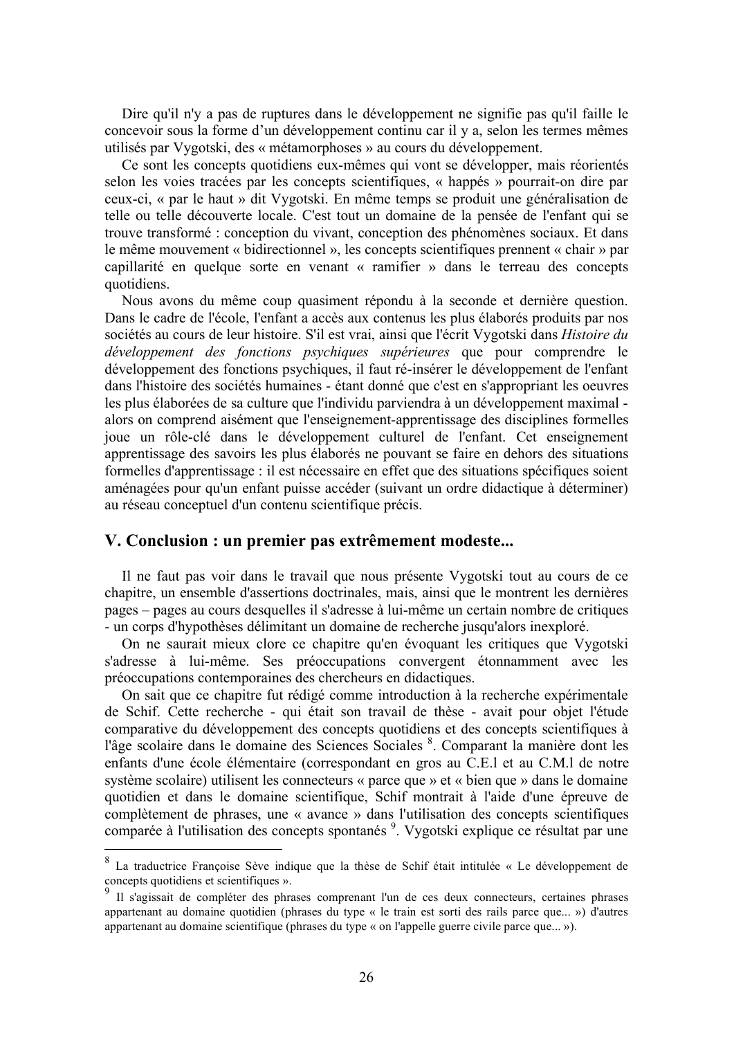Dire qu'il n'y a pas de ruptures dans le développement ne signifie pas qu'il faille le concevoir sous la forme d'un développement continu car il y a, selon les termes mêmes utilisés par Vygotski, des « métamorphoses » au cours du développement.

Ce sont les concepts quotidiens eux-mêmes qui vont se développer, mais réorientés selon les voies tracées par les concepts scientifiques, « happés » pourrait-on dire par ceux-ci, « par le haut » dit Vygotski. En même temps se produit une généralisation de telle ou telle découverte locale. C'est tout un domaine de la pensée de l'enfant qui se trouve transformé : conception du vivant, conception des phénomènes sociaux. Et dans le même mouvement « bidirectionnel », les concepts scientifiques prennent « chair » par capillarité en quelque sorte en venant « ramifier » dans le terreau des concepts quotidiens.

Nous avons du même coup quasiment répondu à la seconde et dernière question. Dans le cadre de l'école, l'enfant a accès aux contenus les plus élaborés produits par nos sociétés au cours de leur histoire. S'il est vrai, ainsi que l'écrit Vygotski dans *Histoire du développement des fonctions psychiques supérieures* que pour comprendre le développement des fonctions psychiques, il faut ré-insérer le développement de l'enfant dans l'histoire des sociétés humaines - étant donné que c'est en s'appropriant les oeuvres les plus élaborées de sa culture que l'individu parviendra à un développement maximal - alors on comprend aisément que l'enseignement-apprentissage des disciplines formelles joue un rôle-clé dans le développement culturel de l'enfant. Cet enseignement apprentissage des savoirs les plus élaborés ne pouvant se faire en dehors des situations formelles d'apprentissage : il est nécessaire en effet que des situations spécifiques soient aménagées pour qu'un enfant puisse accéder (suivant un ordre didactique à déterminer) au réseau conceptuel d'un contenu scientifique précis.

## V. Conclusion : un premier pas extrêmement modeste...

Il ne faut pas voir dans le travail que nous présente Vygotski tout au cours de ce chapitre, un ensemble d'assertions doctrinales, mais, ainsi que le montrent les dernières pages – pages au cours desquelles il s'adresse à lui-même un certain nombre de critiques - un corps d'hypothèses délimitant un domaine de recherche jusqu'alors inexploré.

On ne saurait mieux clore ce chapitre qu'en évoquant les critiques que Vygotski s'adresse à lui-même. Ses préoccupations convergent étonnamment avec les préoccupations contemporaines des chercheurs en didactiques.

On sait que ce chapitre fut rédigé comme introduction à la recherche expérimentale de Schif. Cette recherche - qui était son travail de thèse - avait pour objet l'étude comparative du développement des concepts quotidiens et des concepts scientifiques à l'âge scolaire dans le domaine des Sciences Sociales [8]. Comparant la manière dont les enfants d'une école élémentaire (correspondant en gros au C.E.l et au C.M.l de notre système scolaire) utilisent les connecteurs « parce que » et « bien que » dans le domaine quotidien et dans le domaine scientifique, Schif montrait à l'aide d'une épreuve de complètement de phrases, une « avance » dans l'utilisation des concepts scientifiques comparée à l'utilisation des concepts spontanés [9]. Vygotski explique ce résultat par une

---

[8] La traductrice Françoise Sève indique que la thèse de Schif était intitulée « Le développement de concepts quotidiens et scientifiques ».

[9] Il s'agissait de compléter des phrases comprenant l'un de ces deux connecteurs, certaines phrases appartenant au domaine quotidien (phrases du type « le train est sorti des rails parce que... ») d'autres appartenant au domaine scientifique (phrases du type « on l'appelle guerre civile parce que... »).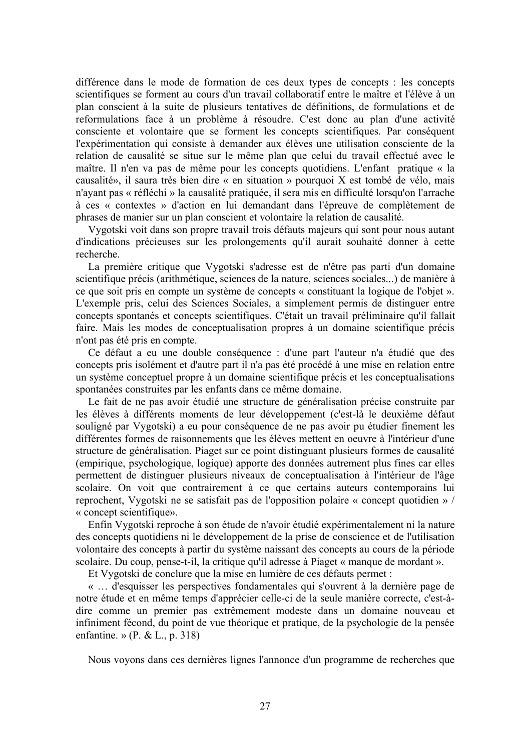différence dans le mode de formation de ces deux types de concepts : les concepts scientifiques se forment au cours d'un travail collaboratif entre le maître et l'élève à un plan conscient à la suite de plusieurs tentatives de définitions, de formulations et de reformulations face à un problème à résoudre. C'est donc au plan d'une activité consciente et volontaire que se forment les concepts scientifiques. Par conséquent l'expérimentation qui consiste à demander aux élèves une utilisation consciente de la relation de causalité se situe sur le même plan que celui du travail effectué avec le maître. Il n'en va pas de même pour les concepts quotidiens. L'enfant pratique « la causalité», il saura très bien dire « en situation » pourquoi X est tombé de vélo, mais n'ayant pas « réfléchi » la causalité pratiquée, il sera mis en difficulté lorsqu'on l'arrache à ces « contextes » d'action en lui demandant dans l'épreuve de complètement de phrases de manier sur un plan conscient et volontaire la relation de causalité.

Vygotski voit dans son propre travail trois défauts majeurs qui sont pour nous autant d'indications précieuses sur les prolongements qu'il aurait souhaité donner à cette recherche.

La première critique que Vygotski s'adresse est de n'être pas parti d'un domaine scientifique précis (arithmétique, sciences de la nature, sciences sociales...) de manière à ce que soit pris en compte un système de concepts « constituant la logique de l'objet ». L'exemple pris, celui des Sciences Sociales, a simplement permis de distinguer entre concepts spontanés et concepts scientifiques. C'était un travail préliminaire qu'il fallait faire. Mais les modes de conceptualisation propres à un domaine scientifique précis n'ont pas été pris en compte.

Ce défaut a eu une double conséquence : d'une part l'auteur n'a étudié que des concepts pris isolément et d'autre part il n'a pas été procédé à une mise en relation entre un système conceptuel propre à un domaine scientifique précis et les conceptualisations spontanées construites par les enfants dans ce même domaine.

Le fait de ne pas avoir étudié une structure de généralisation précise construite par les élèves à différents moments de leur développement (c'est-là le deuxième défaut souligné par Vygotski) a eu pour conséquence de ne pas avoir pu étudier finement les différentes formes de raisonnements que les élèves mettent en oeuvre à l'intérieur d'une structure de généralisation. Piaget sur ce point distinguant plusieurs formes de causalité (empirique, psychologique, logique) apporte des données autrement plus fines car elles permettent de distinguer plusieurs niveaux de conceptualisation à l'intérieur de l'âge scolaire. On voit que contrairement à ce que certains auteurs contemporains lui reprochent, Vygotski ne se satisfait pas de l'opposition polaire « concept quotidien » / « concept scientifique».

Enfin Vygotski reproche à son étude de n'avoir étudié expérimentalement ni la nature des concepts quotidiens ni le développement de la prise de conscience et de l'utilisation volontaire des concepts à partir du système naissant des concepts au cours de la période scolaire. Du coup, pense-t-il, la critique qu'il adresse à Piaget « manque de mordant ».

Et Vygotski de conclure que la mise en lumière de ces défauts permet :

« … d'esquisser les perspectives fondamentales qui s'ouvrent à la dernière page de notre étude et en même temps d'apprécier celle-ci de la seule manière correcte, c'est-à-dire comme un premier pas extrêmement modeste dans un domaine nouveau et infiniment fécond, du point de vue théorique et pratique, de la psychologie de la pensée enfantine. » (P. & L., p. 318)

Nous voyons dans ces dernières lignes l'annonce d'un programme de recherches que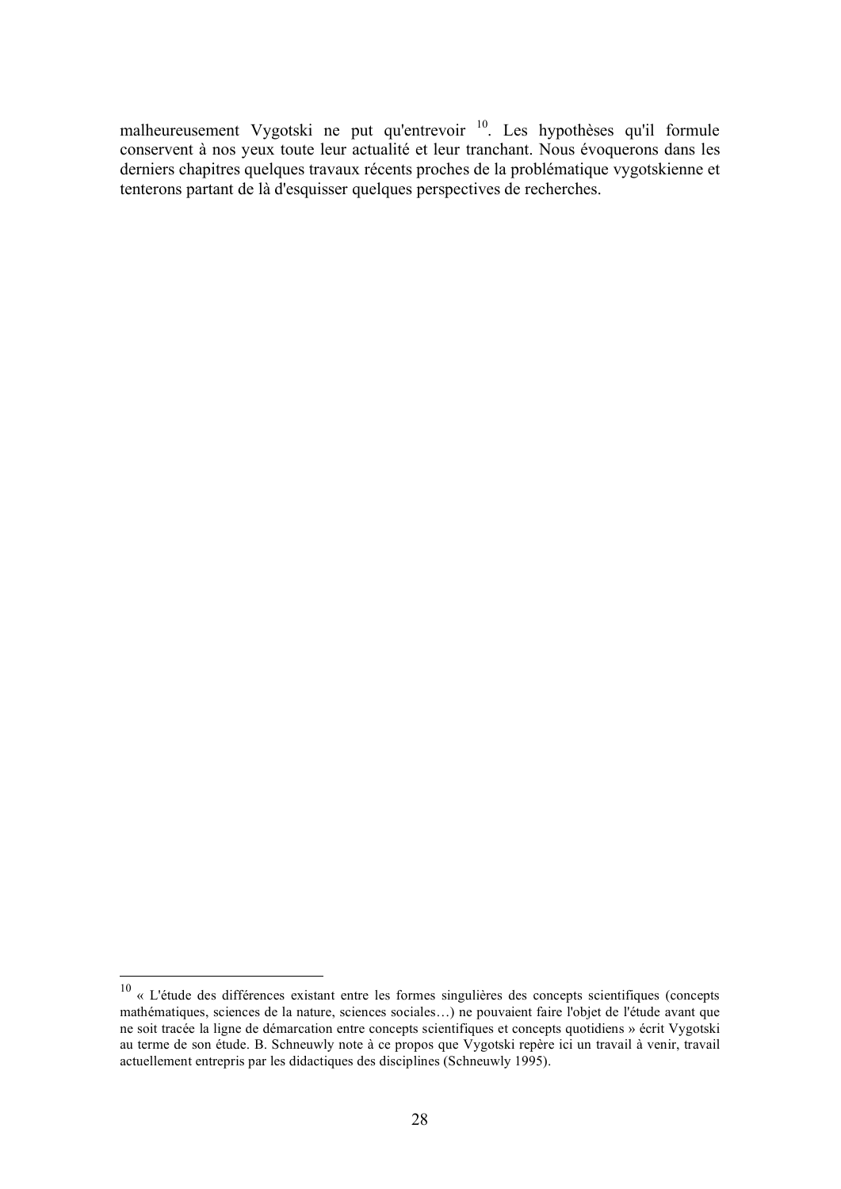malheureusement Vygotski ne put qu'entrevoir [10]. Les hypothèses qu'il formule conservent à nos yeux toute leur actualité et leur tranchant. Nous évoquerons dans les derniers chapitres quelques travaux récents proches de la problématique vygotskienne et tenterons partant de là d'esquisser quelques perspectives de recherches.

---

[10] « L'étude des différences existant entre les formes singulières des concepts scientifiques (concepts mathématiques, sciences de la nature, sciences sociales…) ne pouvaient faire l'objet de l'étude avant que ne soit tracée la ligne de démarcation entre concepts scientifiques et concepts quotidiens » écrit Vygotski au terme de son étude. B. Schneuwly note à ce propos que Vygotski repère ici un travail à venir, travail actuellement entrepris par les didactiques des disciplines (Schneuwly 1995).